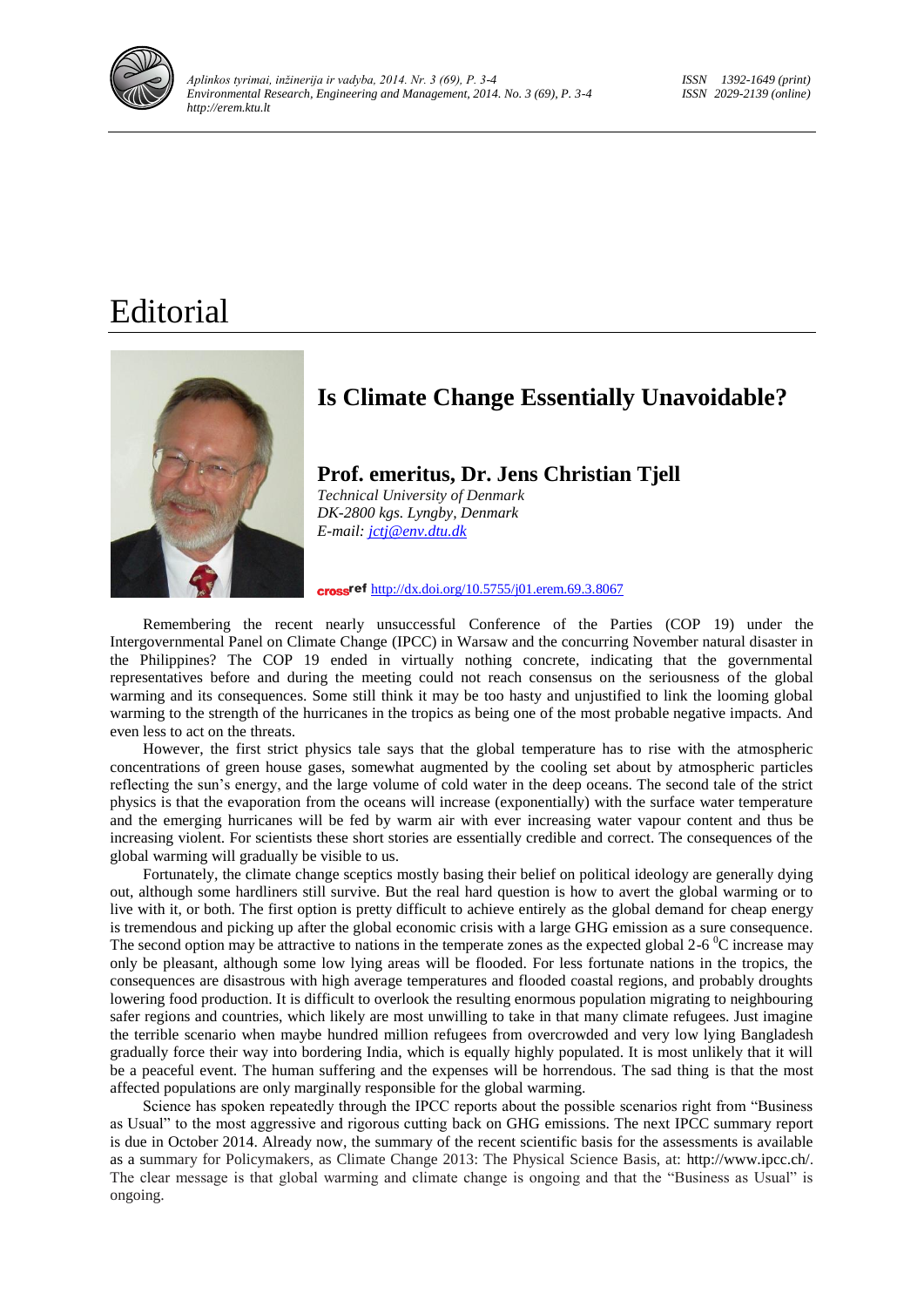# Editorial

## Is Climate Change Essentially Unavoidable?

### Prof. emeritus, Dr. Jens Christian Tjell

*Technical University of Denmark*
*DK-2800 kgs. Lyngby, Denmark*
*E-mail: jctj@env.dtu.dk*

crossref http://dx.doi.org/10.5755/j01.erem.69.3.8067

Remembering the recent nearly unsuccessful Conference of the Parties (COP 19) under the Intergovernmental Panel on Climate Change (IPCC) in Warsaw and the concurring November natural disaster in the Philippines? The COP 19 ended in virtually nothing concrete, indicating that the governmental representatives before and during the meeting could not reach consensus on the seriousness of the global warming and its consequences. Some still think it may be too hasty and unjustified to link the looming global warming to the strength of the hurricanes in the tropics as being one of the most probable negative impacts. And even less to act on the threats.

However, the first strict physics tale says that the global temperature has to rise with the atmospheric concentrations of green house gases, somewhat augmented by the cooling set about by atmospheric particles reflecting the sun's energy, and the large volume of cold water in the deep oceans. The second tale of the strict physics is that the evaporation from the oceans will increase (exponentially) with the surface water temperature and the emerging hurricanes will be fed by warm air with ever increasing water vapour content and thus be increasing violent. For scientists these short stories are essentially credible and correct. The consequences of the global warming will gradually be visible to us.

Fortunately, the climate change sceptics mostly basing their belief on political ideology are generally dying out, although some hardliners still survive. But the real hard question is how to avert the global warming or to live with it, or both. The first option is pretty difficult to achieve entirely as the global demand for cheap energy is tremendous and picking up after the global economic crisis with a large GHG emission as a sure consequence. The second option may be attractive to nations in the temperate zones as the expected global 2-6 $^{0}$C increase may only be pleasant, although some low lying areas will be flooded. For less fortunate nations in the tropics, the consequences are disastrous with high average temperatures and flooded coastal regions, and probably droughts lowering food production. It is difficult to overlook the resulting enormous population migrating to neighbouring safer regions and countries, which likely are most unwilling to take in that many climate refugees. Just imagine the terrible scenario when maybe hundred million refugees from overcrowded and very low lying Bangladesh gradually force their way into bordering India, which is equally highly populated. It is most unlikely that it will be a peaceful event. The human suffering and the expenses will be horrendous. The sad thing is that the most affected populations are only marginally responsible for the global warming.

Science has spoken repeatedly through the IPCC reports about the possible scenarios right from "Business as Usual" to the most aggressive and rigorous cutting back on GHG emissions. The next IPCC summary report is due in October 2014. Already now, the summary of the recent scientific basis for the assessments is available as a summary for Policymakers, as Climate Change 2013: The Physical Science Basis, at: http://www.ipcc.ch/. The clear message is that global warming and climate change is ongoing and that the "Business as Usual" is ongoing.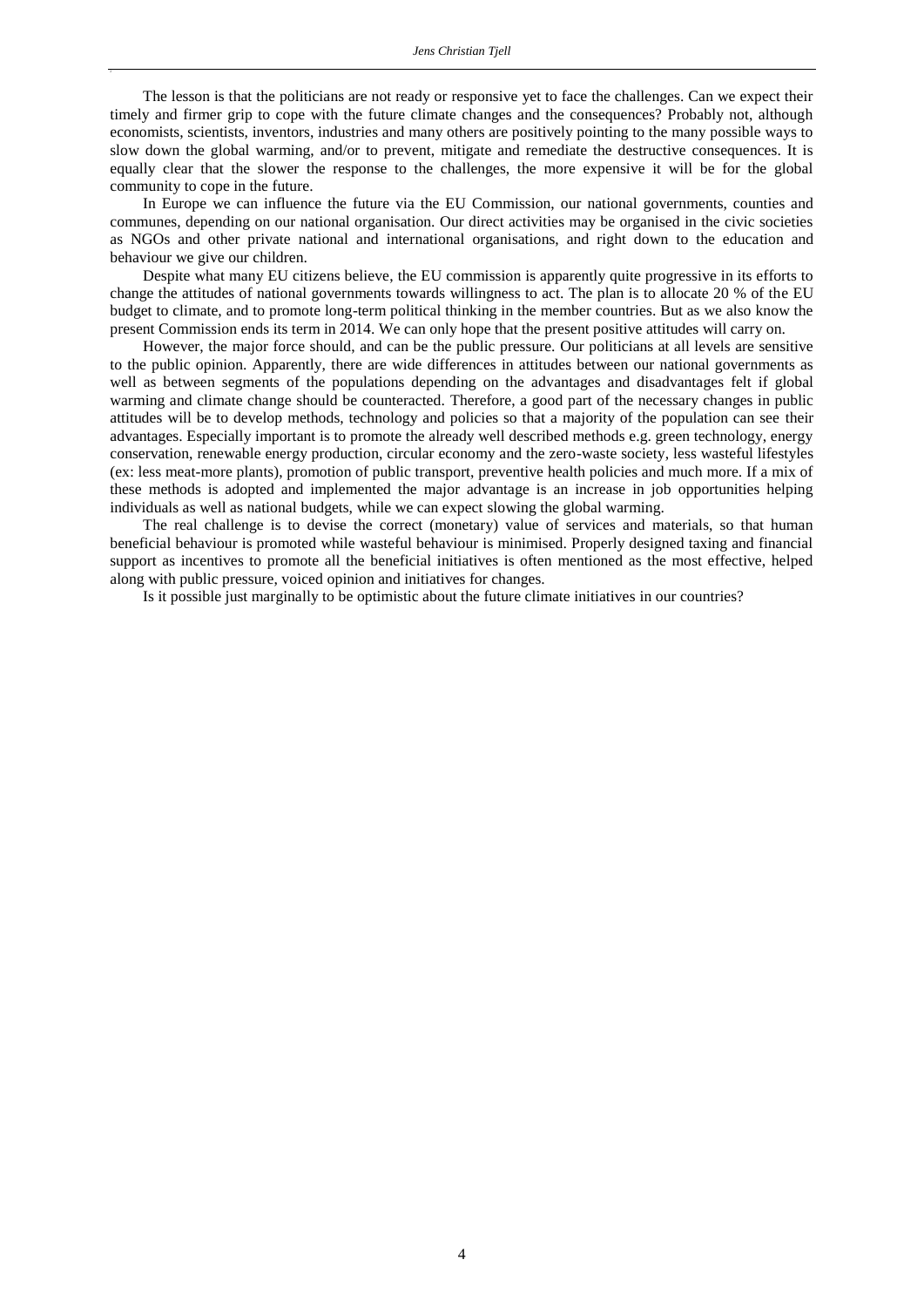The lesson is that the politicians are not ready or responsive yet to face the challenges. Can we expect their timely and firmer grip to cope with the future climate changes and the consequences? Probably not, although economists, scientists, inventors, industries and many others are positively pointing to the many possible ways to slow down the global warming, and/or to prevent, mitigate and remediate the destructive consequences. It is equally clear that the slower the response to the challenges, the more expensive it will be for the global community to cope in the future.

In Europe we can influence the future via the EU Commission, our national governments, counties and communes, depending on our national organisation. Our direct activities may be organised in the civic societies as NGOs and other private national and international organisations, and right down to the education and behaviour we give our children.

Despite what many EU citizens believe, the EU commission is apparently quite progressive in its efforts to change the attitudes of national governments towards willingness to act. The plan is to allocate 20 % of the EU budget to climate, and to promote long-term political thinking in the member countries. But as we also know the present Commission ends its term in 2014. We can only hope that the present positive attitudes will carry on.

However, the major force should, and can be the public pressure. Our politicians at all levels are sensitive to the public opinion. Apparently, there are wide differences in attitudes between our national governments as well as between segments of the populations depending on the advantages and disadvantages felt if global warming and climate change should be counteracted. Therefore, a good part of the necessary changes in public attitudes will be to develop methods, technology and policies so that a majority of the population can see their advantages. Especially important is to promote the already well described methods e.g. green technology, energy conservation, renewable energy production, circular economy and the zero-waste society, less wasteful lifestyles (ex: less meat-more plants), promotion of public transport, preventive health policies and much more. If a mix of these methods is adopted and implemented the major advantage is an increase in job opportunities helping individuals as well as national budgets, while we can expect slowing the global warming.

The real challenge is to devise the correct (monetary) value of services and materials, so that human beneficial behaviour is promoted while wasteful behaviour is minimised. Properly designed taxing and financial support as incentives to promote all the beneficial initiatives is often mentioned as the most effective, helped along with public pressure, voiced opinion and initiatives for changes.

Is it possible just marginally to be optimistic about the future climate initiatives in our countries?